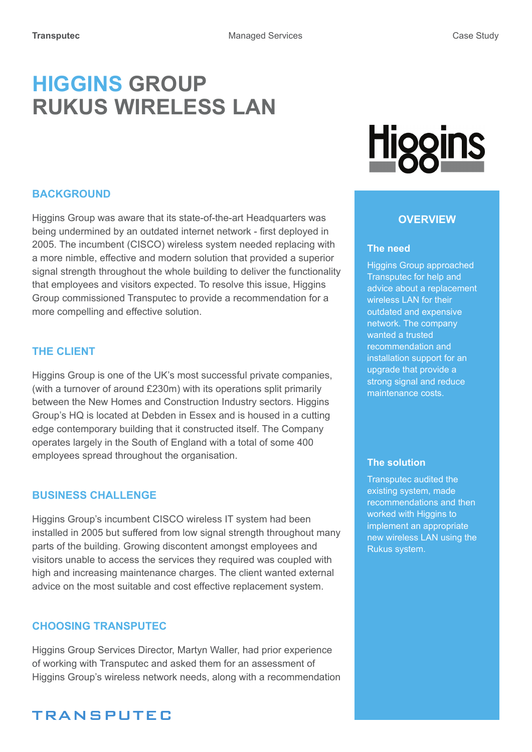# HIGGINS GROUP RUKUS WIRELESS LAN

## BACKGROUND

Higgins Group was aware that its state-of-the-art Headquarters was being undermined by an outdated internet network - first deployed in 2005. The incumbent (CISCO) wireless system needed replacing with a more nimble, effective and modern solution that provided a superior signal strength throughout the whole building to deliver the functionality that employees and visitors expected. To resolve this issue, Higgins Group commissioned Transputec to provide a recommendation for a more compelling and effective solution.

## THE CLIENT

Higgins Group is one of the UK's most successful private companies, (with a turnover of around £230m) with its operations split primarily between the New Homes and Construction Industry sectors. Higgins Group's HQ is located at Debden in Essex and is housed in a cutting edge contemporary building that it constructed itself. The Company operates largely in the South of England with a total of some 400 employees spread throughout the organisation.

## BUSINESS CHALLENGE

Higgins Group's incumbent CISCO wireless IT system had been installed in 2005 but suffered from low signal strength throughout many parts of the building. Growing discontent amongst employees and visitors unable to access the services they required was coupled with high and increasing maintenance charges. The client wanted external advice on the most suitable and cost effective replacement system.

## CHOOSING TRANSPUTEC

Higgins Group Services Director, Martyn Waller, had prior experience of working with Transputec and asked them for an assessment of Higgins Group's wireless network needs, along with a recommendation

## OVERVIEW

### The need

Higgins Group approached Transputec for help and advice about a replacement wireless LAN for their outdated and expensive network. The company wanted a trusted recommendation and installation support for an upgrade that provide a strong signal and reduce maintenance costs.

### The solution

Transputec audited the existing system, made recommendations and then worked with Higgins to implement an appropriate new wireless LAN using the Rukus system.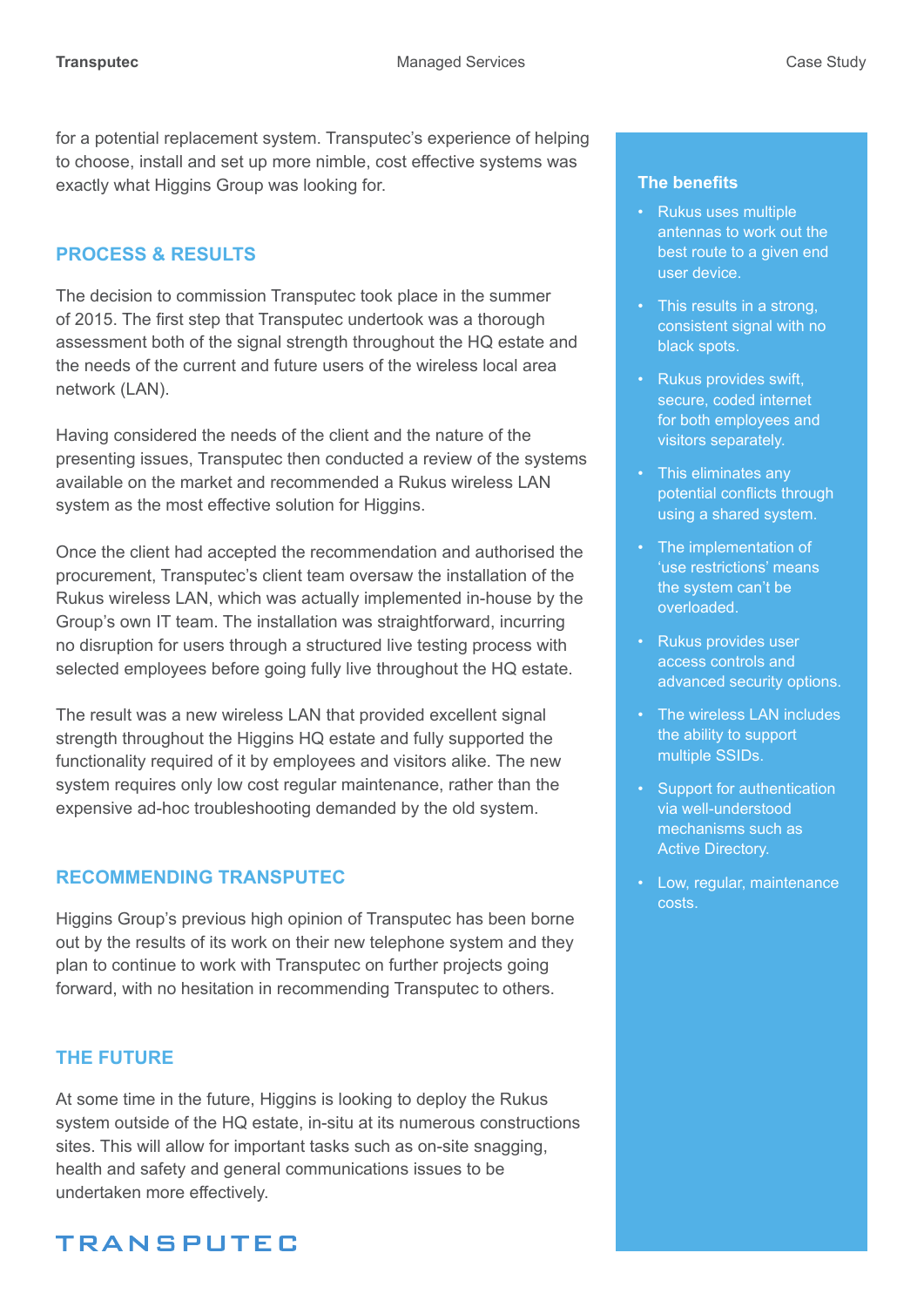for a potential replacement system. Transputec's experience of helping to choose, install and set up more nimble, cost effective systems was exactly what Higgins Group was looking for.

## PROCESS & RESULTS

The decision to commission Transputec took place in the summer of 2015. The first step that Transputec undertook was a thorough assessment both of the signal strength throughout the HQ estate and the needs of the current and future users of the wireless local area network (LAN).

Having considered the needs of the client and the nature of the presenting issues, Transputec then conducted a review of the systems available on the market and recommended a Rukus wireless LAN system as the most effective solution for Higgins.

Once the client had accepted the recommendation and authorised the procurement, Transputec's client team oversaw the installation of the Rukus wireless LAN, which was actually implemented in-house by the Group's own IT team. The installation was straightforward, incurring no disruption for users through a structured live testing process with selected employees before going fully live throughout the HQ estate.

The result was a new wireless LAN that provided excellent signal strength throughout the Higgins HQ estate and fully supported the functionality required of it by employees and visitors alike. The new system requires only low cost regular maintenance, rather than the expensive ad-hoc troubleshooting demanded by the old system.

## RECOMMENDING TRANSPUTEC

Higgins Group's previous high opinion of Transputec has been borne out by the results of its work on their new telephone system and they plan to continue to work with Transputec on further projects going forward, with no hesitation in recommending Transputec to others.

## THE FUTURE

At some time in the future, Higgins is looking to deploy the Rukus system outside of the HQ estate, in-situ at its numerous constructions sites. This will allow for important tasks such as on-site snagging, health and safety and general communications issues to be undertaken more effectively.

### The benefits

- Rukus uses multiple antennas to work out the best route to a given end user device.
- This results in a strong, consistent signal with no black spots.
- Rukus provides swift, secure, coded internet for both employees and visitors separately.
- This eliminates any potential conflicts through using a shared system.
- The implementation of 'use restrictions' means the system can't be overloaded.
- Rukus provides user access controls and advanced security options.
- The wireless LAN includes the ability to support multiple SSIDs.
- Support for authentication via well-understood mechanisms such as Active Directory.
- Low, regular, maintenance costs.

TRANSPUTEC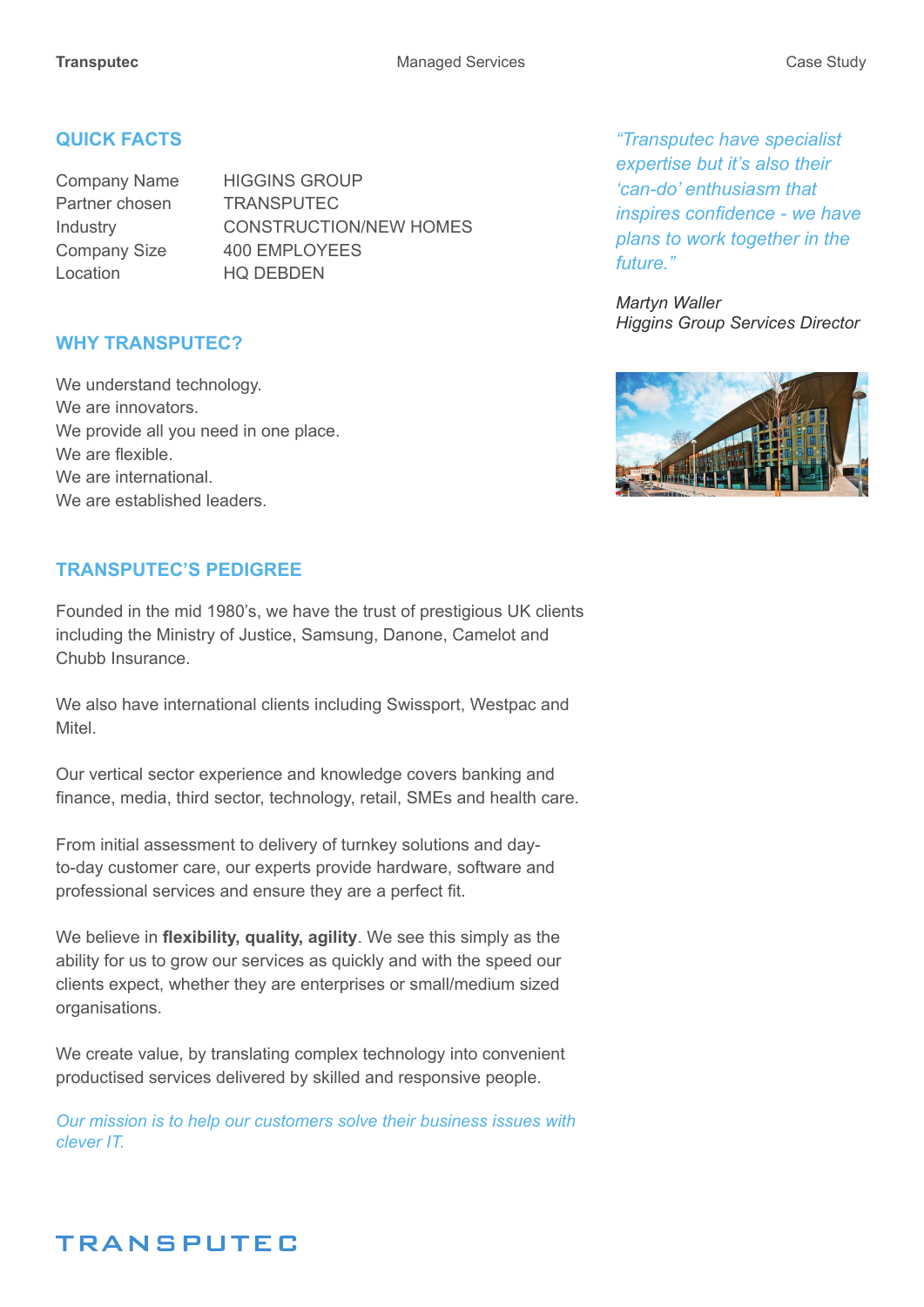## QUICK FACTS

| | |
|---|---|
| Company Name | HIGGINS GROUP |
| Partner chosen | TRANSPUTEC |
| Industry | CONSTRUCTION/NEW HOMES |
| Company Size | 400 EMPLOYEES |
| Location | HQ DEBDEN |

## WHY TRANSPUTEC?

We understand technology.
We are innovators.
We provide all you need in one place.
We are flexible.
We are international.
We are established leaders.

## TRANSPUTEC'S PEDIGREE

Founded in the mid 1980's, we have the trust of prestigious UK clients including the Ministry of Justice, Samsung, Danone, Camelot and Chubb Insurance.

We also have international clients including Swissport, Westpac and Mitel.

Our vertical sector experience and knowledge covers banking and finance, media, third sector, technology, retail, SMEs and health care.

From initial assessment to delivery of turnkey solutions and day-to-day customer care, our experts provide hardware, software and professional services and ensure they are a perfect fit.

We believe in **flexibility, quality, agility**. We see this simply as the ability for us to grow our services as quickly and with the speed our clients expect, whether they are enterprises or small/medium sized organisations.

We create value, by translating complex technology into convenient productised services delivered by skilled and responsive people.

*Our mission is to help our customers solve their business issues with clever IT.*

*"Transputec have specialist expertise but it's also their 'can-do' enthusiasm that inspires confidence - we have plans to work together in the future."*

*Martyn Waller*
*Higgins Group Services Director*

TRANSPUTEC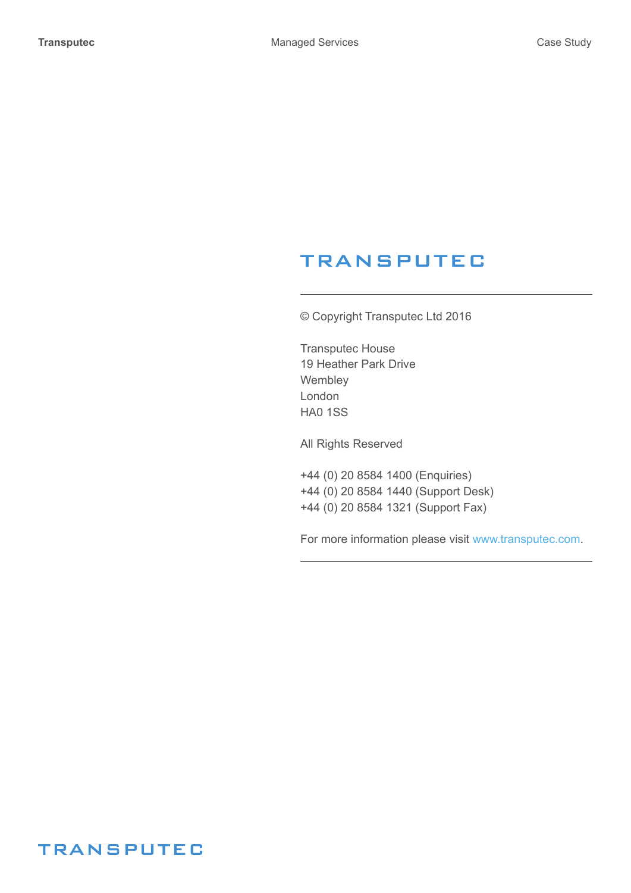TRANSPUTEC

© Copyright Transputec Ltd 2016

Transputec House
19 Heather Park Drive
Wembley
London
HA0 1SS

All Rights Reserved

+44 (0) 20 8584 1400 (Enquiries)
+44 (0) 20 8584 1440 (Support Desk)
+44 (0) 20 8584 1321 (Support Fax)

For more information please visit www.transputec.com.